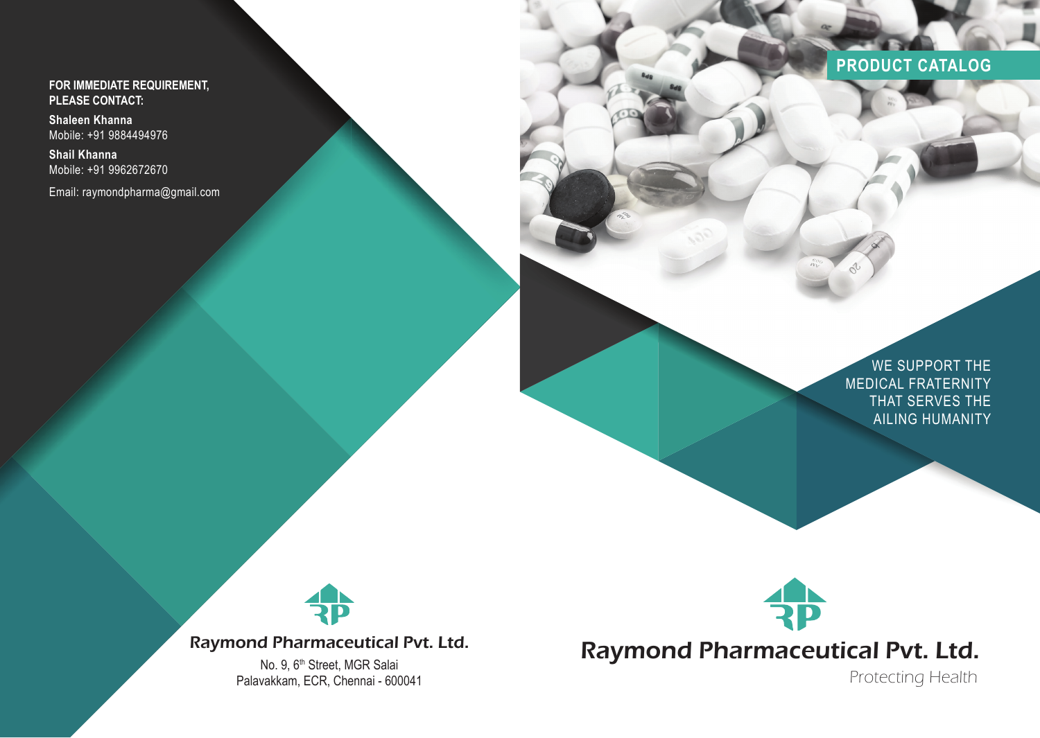**FOR IMMEDIATE REQUIREMENT,**
**PLEASE CONTACT:**

**Shaleen Khanna**
Mobile: +91 9884494976

**Shail Khanna**
Mobile: +91 9962672670

Email: raymondpharma@gmail.com

Raymond Pharmaceutical Pvt. Ltd.

No. 9, 6th Street, MGR Salai
Palavakkam, ECR, Chennai - 600041

## PRODUCT CATALOG

WE SUPPORT THE
MEDICAL FRATERNITY
THAT SERVES THE
AILING HUMANITY

# Raymond Pharmaceutical Pvt. Ltd.

Protecting Health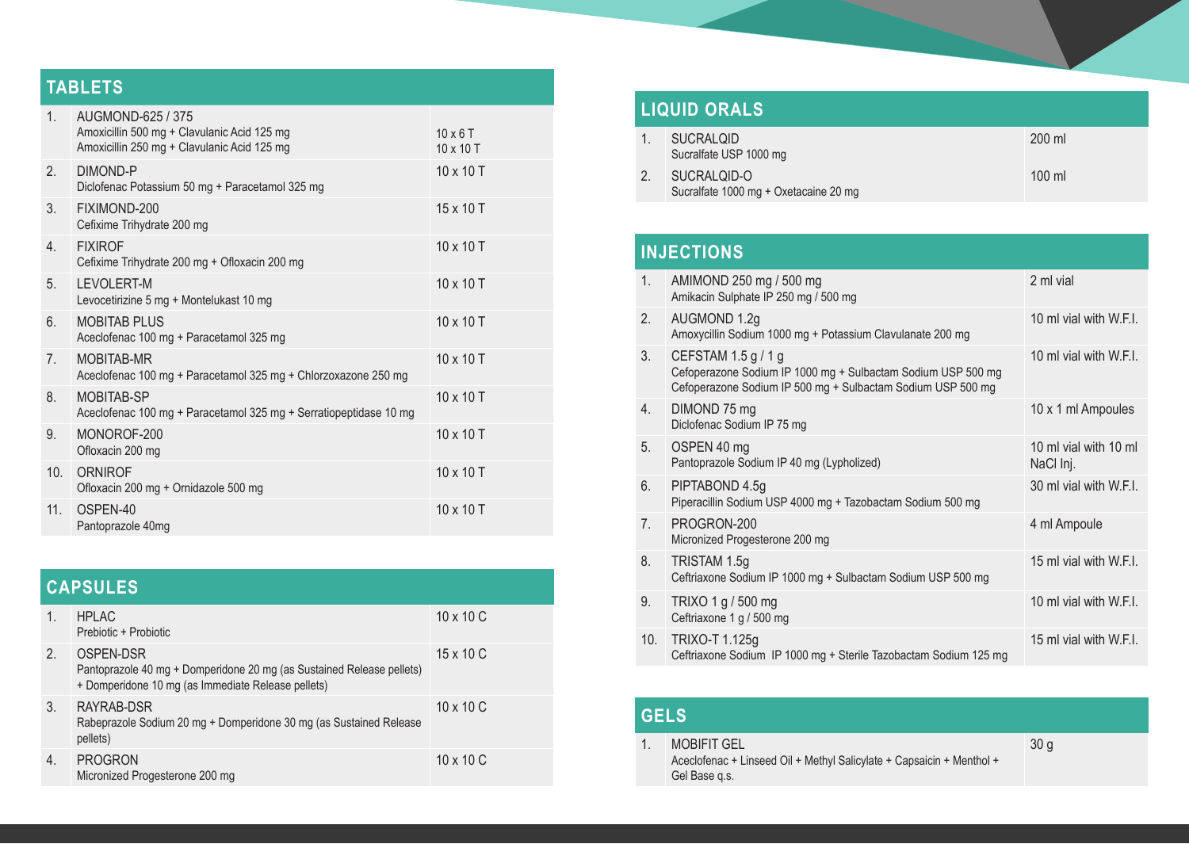## TABLETS

| | | |
|---|---|---|
| 1. | AUGMOND-625 / 375<br>Amoxicillin 500 mg + Clavulanic Acid 125 mg<br>Amoxicillin 250 mg + Clavulanic Acid 125 mg | 10 x 6 T<br>10 x 10 T |
| 2. | DIMOND-P<br>Diclofenac Potassium 50 mg + Paracetamol 325 mg | 10 x 10 T |
| 3. | FIXIMOND-200<br>Cefixime Trihydrate 200 mg | 15 x 10 T |
| 4. | FIXIROF<br>Cefixime Trihydrate 200 mg + Ofloxacin 200 mg | 10 x 10 T |
| 5. | LEVOLERT-M<br>Levocetirizine 5 mg + Montelukast 10 mg | 10 x 10 T |
| 6. | MOBITAB PLUS<br>Aceclofenac 100 mg + Paracetamol 325 mg | 10 x 10 T |
| 7. | MOBITAB-MR<br>Aceclofenac 100 mg + Paracetamol 325 mg + Chlorzoxazone 250 mg | 10 x 10 T |
| 8. | MOBITAB-SP<br>Aceclofenac 100 mg + Paracetamol 325 mg + Serratiopeptidase 10 mg | 10 x 10 T |
| 9. | MONOROF-200<br>Ofloxacin 200 mg | 10 x 10 T |
| 10. | ORNIROF<br>Ofloxacin 200 mg + Ornidazole 500 mg | 10 x 10 T |
| 11. | OSPEN-40<br>Pantoprazole 40mg | 10 x 10 T |

## CAPSULES

| | | |
|---|---|---|
| 1. | HPLAC<br>Prebiotic + Probiotic | 10 x 10 C |
| 2. | OSPEN-DSR<br>Pantoprazole 40 mg + Domperidone 20 mg (as Sustained Release pellets) + Domperidone 10 mg (as Immediate Release pellets) | 15 x 10 C |
| 3. | RAYRAB-DSR<br>Rabeprazole Sodium 20 mg + Domperidone 30 mg (as Sustained Release pellets) | 10 x 10 C |
| 4. | PROGRON<br>Micronized Progesterone 200 mg | 10 x 10 C |

## LIQUID ORALS

| | | |
|---|---|---|
| 1. | SUCRALQID<br>Sucralfate USP 1000 mg | 200 ml |
| 2. | SUCRALQID-O<br>Sucralfate 1000 mg + Oxetacaine 20 mg | 100 ml |

## INJECTIONS

| | | |
|---|---|---|
| 1. | AMIMOND 250 mg / 500 mg<br>Amikacin Sulphate IP 250 mg / 500 mg | 2 ml vial |
| 2. | AUGMOND 1.2g<br>Amoxycillin Sodium 1000 mg + Potassium Clavulanate 200 mg | 10 ml vial with W.F.I. |
| 3. | CEFSTAM 1.5 g / 1 g<br>Cefoperazone Sodium IP 1000 mg + Sulbactam Sodium USP 500 mg<br>Cefoperazone Sodium IP 500 mg + Sulbactam Sodium USP 500 mg | 10 ml vial with W.F.I. |
| 4. | DIMOND 75 mg<br>Diclofenac Sodium IP 75 mg | 10 x 1 ml Ampoules |
| 5. | OSPEN 40 mg<br>Pantoprazole Sodium IP 40 mg (Lypholized) | 10 ml vial with 10 ml NaCl Inj. |
| 6. | PIPTABOND 4.5g<br>Piperacillin Sodium USP 4000 mg + Tazobactam Sodium 500 mg | 30 ml vial with W.F.I. |
| 7. | PROGRON-200<br>Micronized Progesterone 200 mg | 4 ml Ampoule |
| 8. | TRISTAM 1.5g<br>Ceftriaxone Sodium IP 1000 mg + Sulbactam Sodium USP 500 mg | 15 ml vial with W.F.I. |
| 9. | TRIXO 1 g / 500 mg<br>Ceftriaxone 1 g / 500 mg | 10 ml vial with W.F.I. |
| 10. | TRIXO-T 1.125g<br>Ceftriaxone Sodium IP 1000 mg + Sterile Tazobactam Sodium 125 mg | 15 ml vial with W.F.I. |

## GELS

| | | |
|---|---|---|
| 1. | MOBIFIT GEL<br>Aceclofenac + Linseed Oil + Methyl Salicylate + Capsaicin + Menthol + Gel Base q.s. | 30 g |